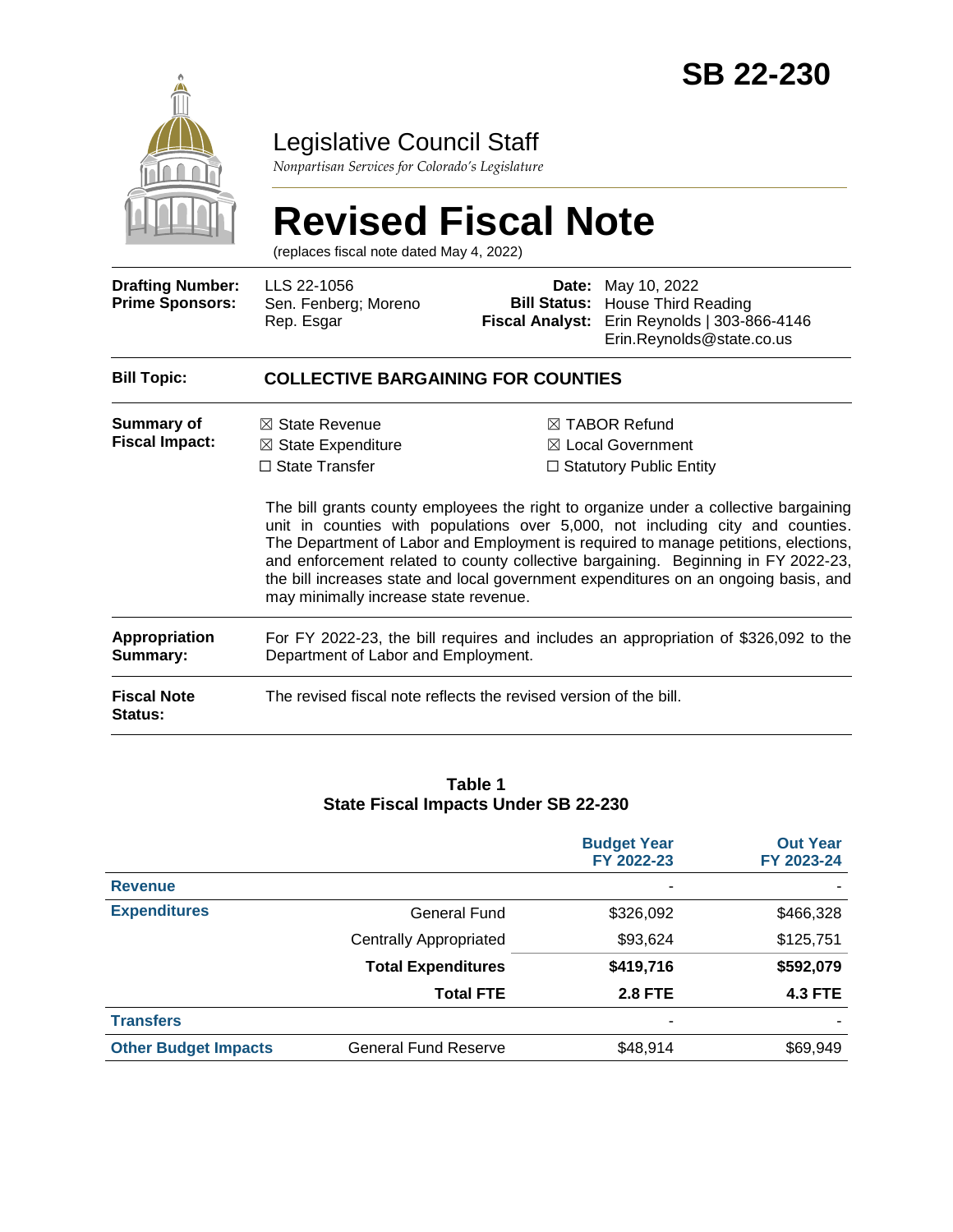# SB 22-230

## Legislative Council Staff

*Nonpartisan Services for Colorado's Legislature*

# Revised Fiscal Note

(replaces fiscal note dated May 4, 2022)

| | | | |
|---|---|---|---|
| **Drafting Number:** | LLS 22-1056 | **Date:** | May 10, 2022 |
| **Prime Sponsors:** | Sen. Fenberg; Moreno<br>Rep. Esgar | **Bill Status:** | House Third Reading |
| | | **Fiscal Analyst:** | Erin Reynolds \| 303-866-4146<br>Erin.Reynolds@state.co.us |

| | |
|---|---|
| **Bill Topic:** | **COLLECTIVE BARGAINING FOR COUNTIES** |
| **Summary of Fiscal Impact:** | ☒ State Revenue ☒ State Expenditure ☐ State Transfer ☒ TABOR Refund ☒ Local Government ☐ Statutory Public Entity<br><br>The bill grants county employees the right to organize under a collective bargaining unit in counties with populations over 5,000, not including city and counties. The Department of Labor and Employment is required to manage petitions, elections, and enforcement related to county collective bargaining. Beginning in FY 2022-23, the bill increases state and local government expenditures on an ongoing basis, and may minimally increase state revenue. |
| **Appropriation Summary:** | For FY 2022-23, the bill requires and includes an appropriation of $326,092 to the Department of Labor and Employment. |
| **Fiscal Note Status:** | The revised fiscal note reflects the revised version of the bill. |

**Table 1**
**State Fiscal Impacts Under SB 22-230**

| | | Budget Year FY 2022-23 | Out Year FY 2023-24 |
|---|---|---|---|
| **Revenue** | | - | - |
| **Expenditures** | General Fund | $326,092 | $466,328 |
| | Centrally Appropriated | $93,624 | $125,751 |
| | **Total Expenditures** | **$419,716** | **$592,079** |
| | **Total FTE** | **2.8 FTE** | **4.3 FTE** |
| **Transfers** | | - | - |
| **Other Budget Impacts** | General Fund Reserve | $48,914 | $69,949 |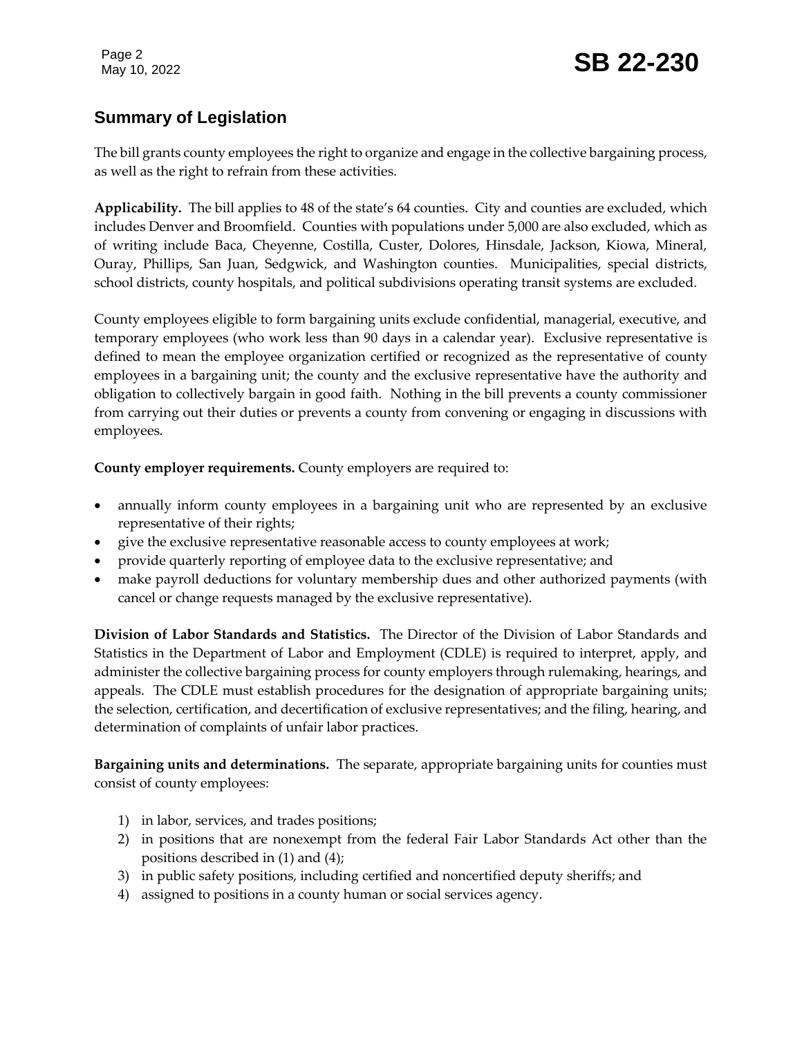## Summary of Legislation

The bill grants county employees the right to organize and engage in the collective bargaining process, as well as the right to refrain from these activities.

**Applicability.** The bill applies to 48 of the state's 64 counties. City and counties are excluded, which includes Denver and Broomfield. Counties with populations under 5,000 are also excluded, which as of writing include Baca, Cheyenne, Costilla, Custer, Dolores, Hinsdale, Jackson, Kiowa, Mineral, Ouray, Phillips, San Juan, Sedgwick, and Washington counties. Municipalities, special districts, school districts, county hospitals, and political subdivisions operating transit systems are excluded.

County employees eligible to form bargaining units exclude confidential, managerial, executive, and temporary employees (who work less than 90 days in a calendar year). Exclusive representative is defined to mean the employee organization certified or recognized as the representative of county employees in a bargaining unit; the county and the exclusive representative have the authority and obligation to collectively bargain in good faith. Nothing in the bill prevents a county commissioner from carrying out their duties or prevents a county from convening or engaging in discussions with employees.

**County employer requirements.** County employers are required to:

- annually inform county employees in a bargaining unit who are represented by an exclusive representative of their rights;
- give the exclusive representative reasonable access to county employees at work;
- provide quarterly reporting of employee data to the exclusive representative; and
- make payroll deductions for voluntary membership dues and other authorized payments (with cancel or change requests managed by the exclusive representative).

**Division of Labor Standards and Statistics.** The Director of the Division of Labor Standards and Statistics in the Department of Labor and Employment (CDLE) is required to interpret, apply, and administer the collective bargaining process for county employers through rulemaking, hearings, and appeals. The CDLE must establish procedures for the designation of appropriate bargaining units; the selection, certification, and decertification of exclusive representatives; and the filing, hearing, and determination of complaints of unfair labor practices.

**Bargaining units and determinations.** The separate, appropriate bargaining units for counties must consist of county employees:

1) in labor, services, and trades positions;
2) in positions that are nonexempt from the federal Fair Labor Standards Act other than the positions described in (1) and (4);
3) in public safety positions, including certified and noncertified deputy sheriffs; and
4) assigned to positions in a county human or social services agency.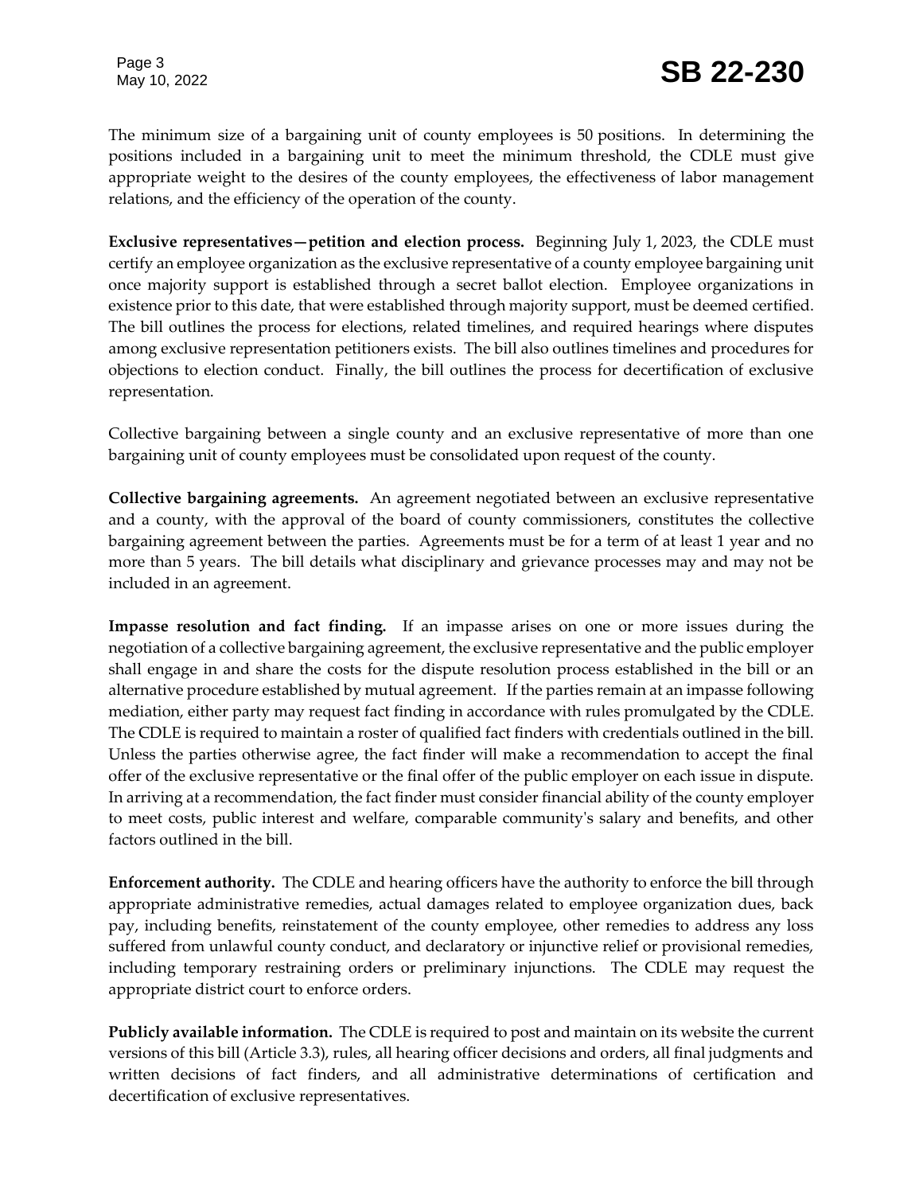The minimum size of a bargaining unit of county employees is 50 positions. In determining the positions included in a bargaining unit to meet the minimum threshold, the CDLE must give appropriate weight to the desires of the county employees, the effectiveness of labor management relations, and the efficiency of the operation of the county.

**Exclusive representatives—petition and election process.** Beginning July 1, 2023, the CDLE must certify an employee organization as the exclusive representative of a county employee bargaining unit once majority support is established through a secret ballot election. Employee organizations in existence prior to this date, that were established through majority support, must be deemed certified. The bill outlines the process for elections, related timelines, and required hearings where disputes among exclusive representation petitioners exists. The bill also outlines timelines and procedures for objections to election conduct. Finally, the bill outlines the process for decertification of exclusive representation.

Collective bargaining between a single county and an exclusive representative of more than one bargaining unit of county employees must be consolidated upon request of the county.

**Collective bargaining agreements.** An agreement negotiated between an exclusive representative and a county, with the approval of the board of county commissioners, constitutes the collective bargaining agreement between the parties. Agreements must be for a term of at least 1 year and no more than 5 years. The bill details what disciplinary and grievance processes may and may not be included in an agreement.

**Impasse resolution and fact finding.** If an impasse arises on one or more issues during the negotiation of a collective bargaining agreement, the exclusive representative and the public employer shall engage in and share the costs for the dispute resolution process established in the bill or an alternative procedure established by mutual agreement. If the parties remain at an impasse following mediation, either party may request fact finding in accordance with rules promulgated by the CDLE. The CDLE is required to maintain a roster of qualified fact finders with credentials outlined in the bill. Unless the parties otherwise agree, the fact finder will make a recommendation to accept the final offer of the exclusive representative or the final offer of the public employer on each issue in dispute. In arriving at a recommendation, the fact finder must consider financial ability of the county employer to meet costs, public interest and welfare, comparable community's salary and benefits, and other factors outlined in the bill.

**Enforcement authority.** The CDLE and hearing officers have the authority to enforce the bill through appropriate administrative remedies, actual damages related to employee organization dues, back pay, including benefits, reinstatement of the county employee, other remedies to address any loss suffered from unlawful county conduct, and declaratory or injunctive relief or provisional remedies, including temporary restraining orders or preliminary injunctions. The CDLE may request the appropriate district court to enforce orders.

**Publicly available information.** The CDLE is required to post and maintain on its website the current versions of this bill (Article 3.3), rules, all hearing officer decisions and orders, all final judgments and written decisions of fact finders, and all administrative determinations of certification and decertification of exclusive representatives.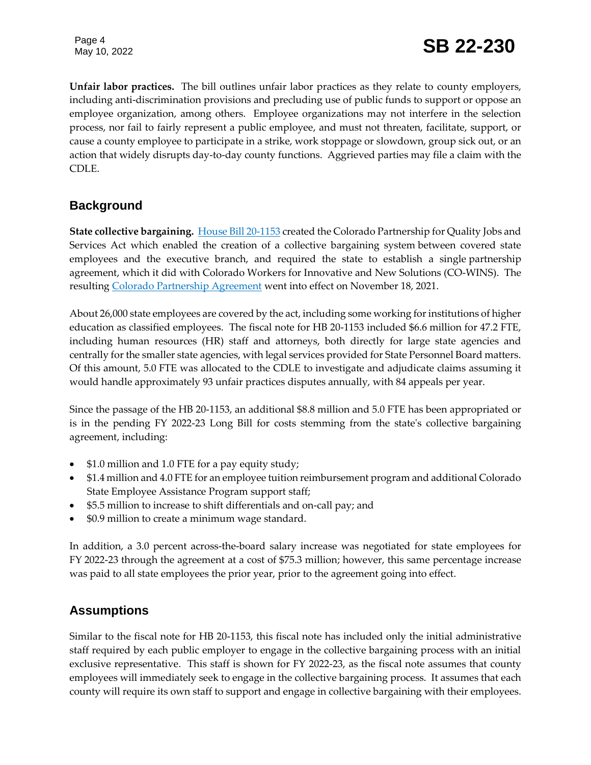**Unfair labor practices.** The bill outlines unfair labor practices as they relate to county employers, including anti-discrimination provisions and precluding use of public funds to support or oppose an employee organization, among others. Employee organizations may not interfere in the selection process, nor fail to fairly represent a public employee, and must not threaten, facilitate, support, or cause a county employee to participate in a strike, work stoppage or slowdown, group sick out, or an action that widely disrupts day-to-day county functions. Aggrieved parties may file a claim with the CDLE.

## Background

**State collective bargaining.** House Bill 20-1153 created the Colorado Partnership for Quality Jobs and Services Act which enabled the creation of a collective bargaining system between covered state employees and the executive branch, and required the state to establish a single partnership agreement, which it did with Colorado Workers for Innovative and New Solutions (CO-WINS). The resulting Colorado Partnership Agreement went into effect on November 18, 2021.

About 26,000 state employees are covered by the act, including some working for institutions of higher education as classified employees. The fiscal note for HB 20-1153 included $6.6 million for 47.2 FTE, including human resources (HR) staff and attorneys, both directly for large state agencies and centrally for the smaller state agencies, with legal services provided for State Personnel Board matters. Of this amount, 5.0 FTE was allocated to the CDLE to investigate and adjudicate claims assuming it would handle approximately 93 unfair practices disputes annually, with 84 appeals per year.

Since the passage of the HB 20-1153, an additional $8.8 million and 5.0 FTE has been appropriated or is in the pending FY 2022-23 Long Bill for costs stemming from the state's collective bargaining agreement, including:

- $1.0 million and 1.0 FTE for a pay equity study;
- $1.4 million and 4.0 FTE for an employee tuition reimbursement program and additional Colorado State Employee Assistance Program support staff;
- $5.5 million to increase to shift differentials and on-call pay; and
- $0.9 million to create a minimum wage standard.

In addition, a 3.0 percent across-the-board salary increase was negotiated for state employees for FY 2022-23 through the agreement at a cost of $75.3 million; however, this same percentage increase was paid to all state employees the prior year, prior to the agreement going into effect.

## Assumptions

Similar to the fiscal note for HB 20-1153, this fiscal note has included only the initial administrative staff required by each public employer to engage in the collective bargaining process with an initial exclusive representative. This staff is shown for FY 2022-23, as the fiscal note assumes that county employees will immediately seek to engage in the collective bargaining process. It assumes that each county will require its own staff to support and engage in collective bargaining with their employees.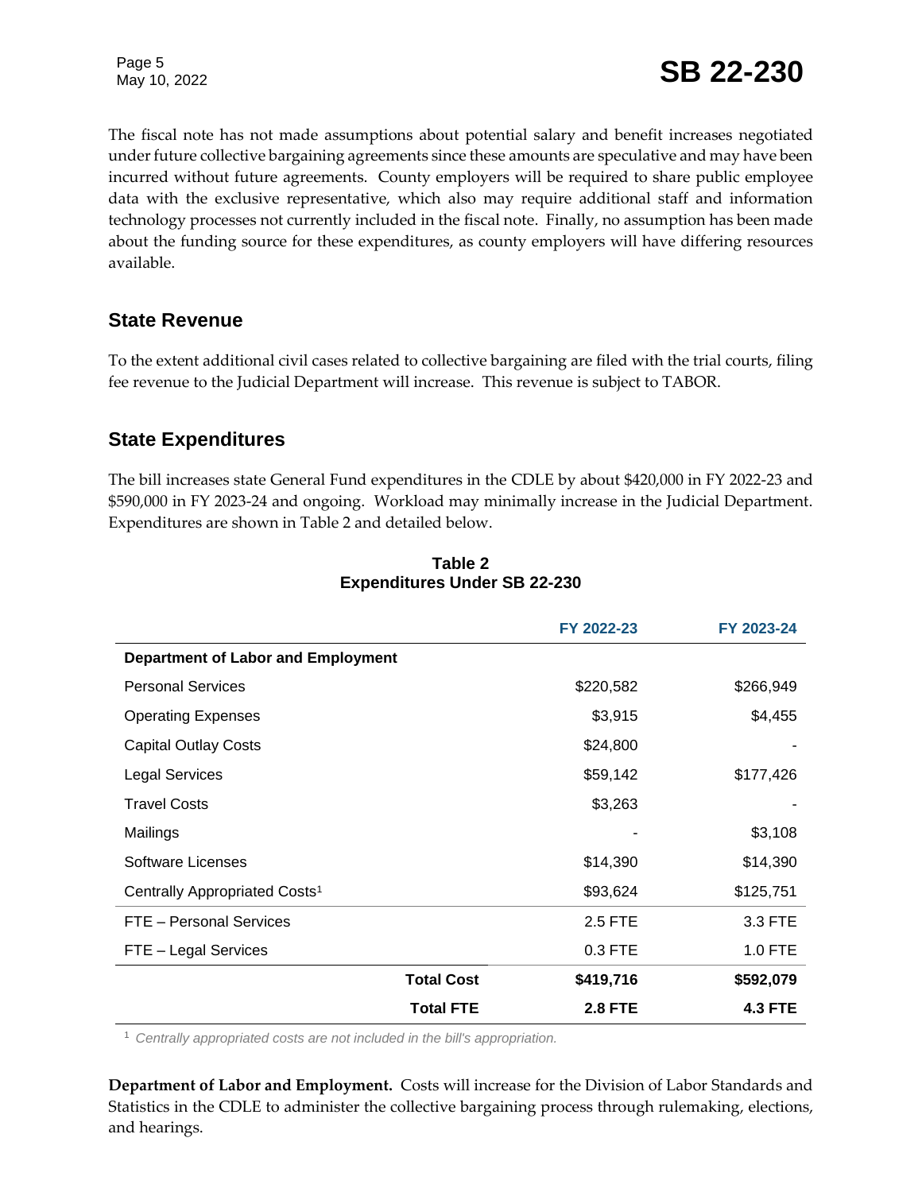The fiscal note has not made assumptions about potential salary and benefit increases negotiated under future collective bargaining agreements since these amounts are speculative and may have been incurred without future agreements. County employers will be required to share public employee data with the exclusive representative, which also may require additional staff and information technology processes not currently included in the fiscal note. Finally, no assumption has been made about the funding source for these expenditures, as county employers will have differing resources available.

## State Revenue

To the extent additional civil cases related to collective bargaining are filed with the trial courts, filing fee revenue to the Judicial Department will increase. This revenue is subject to TABOR.

## State Expenditures

The bill increases state General Fund expenditures in the CDLE by about $420,000 in FY 2022-23 and $590,000 in FY 2023-24 and ongoing. Workload may minimally increase in the Judicial Department. Expenditures are shown in Table 2 and detailed below.

**Table 2**
**Expenditures Under SB 22-230**

| | FY 2022-23 | FY 2023-24 |
|---|---|---|
| **Department of Labor and Employment** | | |
| Personal Services | $220,582 | $266,949 |
| Operating Expenses | $3,915 | $4,455 |
| Capital Outlay Costs | $24,800 | - |
| Legal Services | $59,142 | $177,426 |
| Travel Costs | $3,263 | - |
| Mailings | - | $3,108 |
| Software Licenses | $14,390 | $14,390 |
| Centrally Appropriated Costs[1] | $93,624 | $125,751 |
| FTE – Personal Services | 2.5 FTE | 3.3 FTE |
| FTE – Legal Services | 0.3 FTE | 1.0 FTE |
| **Total Cost** | **$419,716** | **$592,079** |
| **Total FTE** | **2.8 FTE** | **4.3 FTE** |

[1] *Centrally appropriated costs are not included in the bill's appropriation.*

**Department of Labor and Employment.** Costs will increase for the Division of Labor Standards and Statistics in the CDLE to administer the collective bargaining process through rulemaking, elections, and hearings.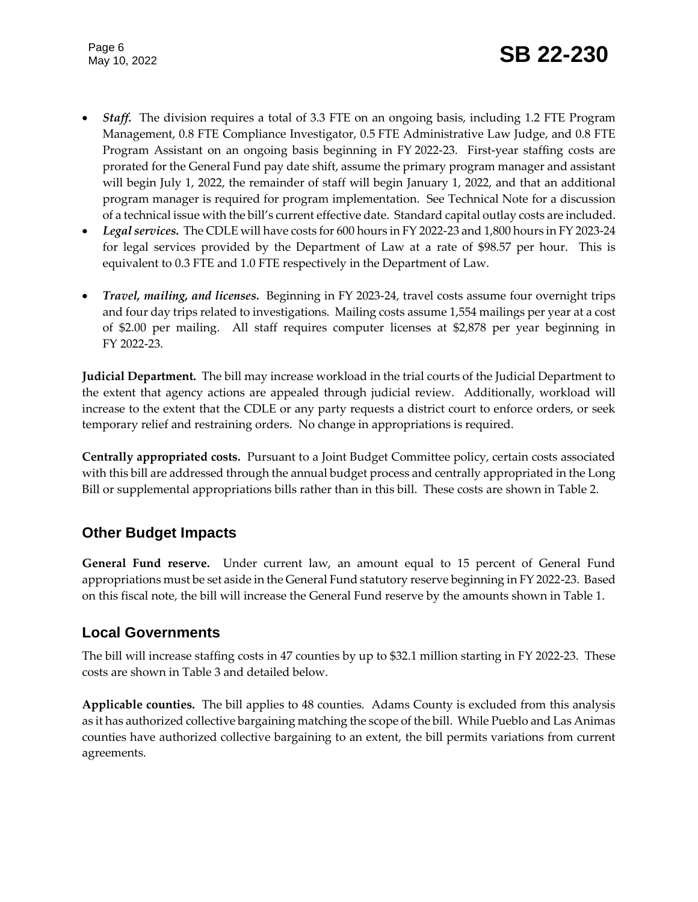- ***Staff.*** The division requires a total of 3.3 FTE on an ongoing basis, including 1.2 FTE Program Management, 0.8 FTE Compliance Investigator, 0.5 FTE Administrative Law Judge, and 0.8 FTE Program Assistant on an ongoing basis beginning in FY 2022-23. First-year staffing costs are prorated for the General Fund pay date shift, assume the primary program manager and assistant will begin July 1, 2022, the remainder of staff will begin January 1, 2022, and that an additional program manager is required for program implementation. See Technical Note for a discussion of a technical issue with the bill's current effective date. Standard capital outlay costs are included.
- ***Legal services.*** The CDLE will have costs for 600 hours in FY 2022-23 and 1,800 hours in FY 2023-24 for legal services provided by the Department of Law at a rate of $98.57 per hour. This is equivalent to 0.3 FTE and 1.0 FTE respectively in the Department of Law.
- ***Travel, mailing, and licenses.*** Beginning in FY 2023-24, travel costs assume four overnight trips and four day trips related to investigations. Mailing costs assume 1,554 mailings per year at a cost of $2.00 per mailing. All staff requires computer licenses at $2,878 per year beginning in FY 2022-23.

**Judicial Department.** The bill may increase workload in the trial courts of the Judicial Department to the extent that agency actions are appealed through judicial review. Additionally, workload will increase to the extent that the CDLE or any party requests a district court to enforce orders, or seek temporary relief and restraining orders. No change in appropriations is required.

**Centrally appropriated costs.** Pursuant to a Joint Budget Committee policy, certain costs associated with this bill are addressed through the annual budget process and centrally appropriated in the Long Bill or supplemental appropriations bills rather than in this bill. These costs are shown in Table 2.

## Other Budget Impacts

**General Fund reserve.** Under current law, an amount equal to 15 percent of General Fund appropriations must be set aside in the General Fund statutory reserve beginning in FY 2022-23. Based on this fiscal note, the bill will increase the General Fund reserve by the amounts shown in Table 1.

## Local Governments

The bill will increase staffing costs in 47 counties by up to $32.1 million starting in FY 2022-23. These costs are shown in Table 3 and detailed below.

**Applicable counties.** The bill applies to 48 counties. Adams County is excluded from this analysis as it has authorized collective bargaining matching the scope of the bill. While Pueblo and Las Animas counties have authorized collective bargaining to an extent, the bill permits variations from current agreements.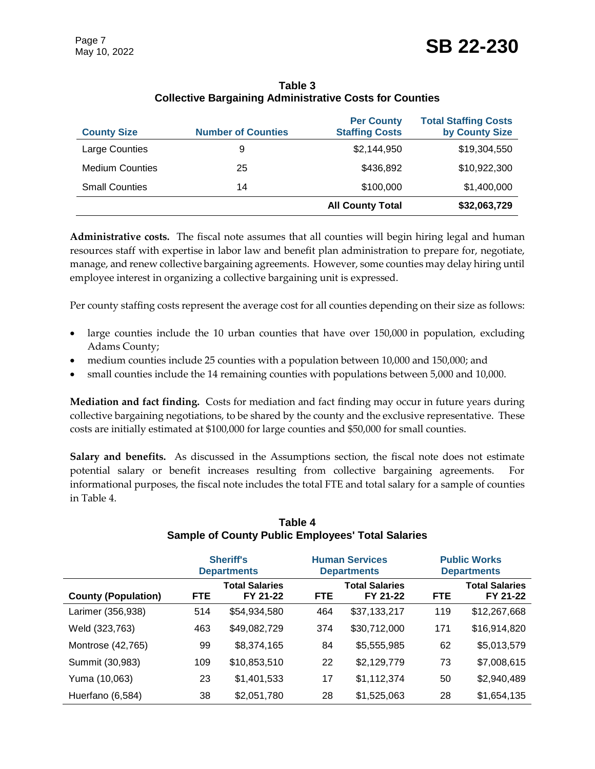**Table 3**
**Collective Bargaining Administrative Costs for Counties**

| County Size | Number of Counties | Per County Staffing Costs | Total Staffing Costs by County Size |
|---|---|---|---|
| Large Counties | 9 | $2,144,950 | $19,304,550 |
| Medium Counties | 25 | $436,892 | $10,922,300 |
| Small Counties | 14 | $100,000 | $1,400,000 |
| | | **All County Total** | **$32,063,729** |

**Administrative costs.** The fiscal note assumes that all counties will begin hiring legal and human resources staff with expertise in labor law and benefit plan administration to prepare for, negotiate, manage, and renew collective bargaining agreements. However, some counties may delay hiring until employee interest in organizing a collective bargaining unit is expressed.

Per county staffing costs represent the average cost for all counties depending on their size as follows:

- large counties include the 10 urban counties that have over 150,000 in population, excluding Adams County;
- medium counties include 25 counties with a population between 10,000 and 150,000; and
- small counties include the 14 remaining counties with populations between 5,000 and 10,000.

**Mediation and fact finding.** Costs for mediation and fact finding may occur in future years during collective bargaining negotiations, to be shared by the county and the exclusive representative. These costs are initially estimated at $100,000 for large counties and $50,000 for small counties.

**Salary and benefits.** As discussed in the Assumptions section, the fiscal note does not estimate potential salary or benefit increases resulting from collective bargaining agreements. For informational purposes, the fiscal note includes the total FTE and total salary for a sample of counties in Table 4.

**Table 4**
**Sample of County Public Employees' Total Salaries**

| | Sheriff's Departments | | Human Services Departments | | Public Works Departments | |
|---|---|---|---|---|---|---|
| **County (Population)** | **FTE** | **Total Salaries FY 21-22** | **FTE** | **Total Salaries FY 21-22** | **FTE** | **Total Salaries FY 21-22** |
| Larimer (356,938) | 514 | $54,934,580 | 464 | $37,133,217 | 119 | $12,267,668 |
| Weld (323,763) | 463 | $49,082,729 | 374 | $30,712,000 | 171 | $16,914,820 |
| Montrose (42,765) | 99 | $8,374,165 | 84 | $5,555,985 | 62 | $5,013,579 |
| Summit (30,983) | 109 | $10,853,510 | 22 | $2,129,779 | 73 | $7,008,615 |
| Yuma (10,063) | 23 | $1,401,533 | 17 | $1,112,374 | 50 | $2,940,489 |
| Huerfano (6,584) | 38 | $2,051,780 | 28 | $1,525,063 | 28 | $1,654,135 |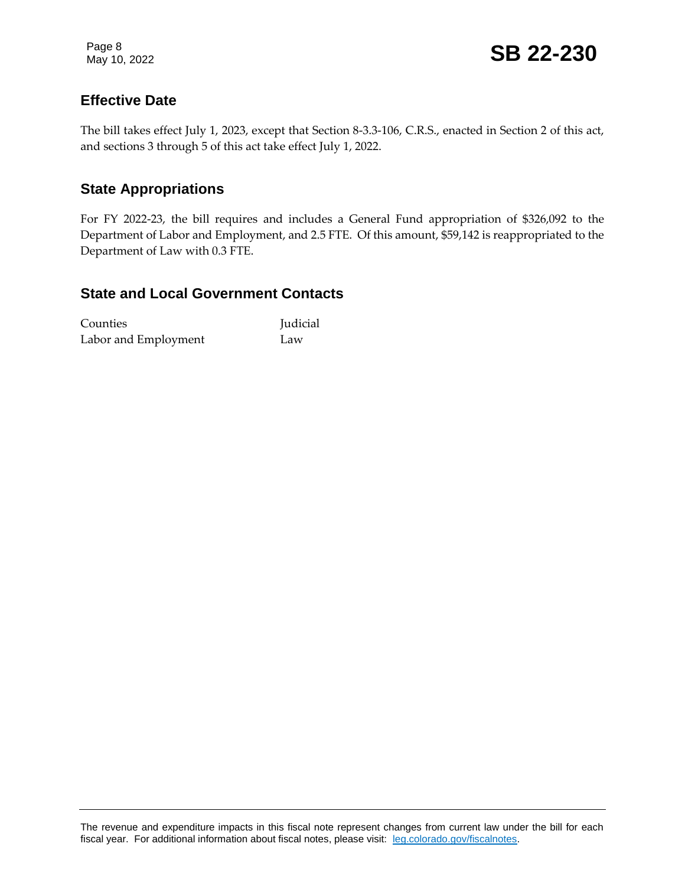## Effective Date

The bill takes effect July 1, 2023, except that Section 8-3.3-106, C.R.S., enacted in Section 2 of this act, and sections 3 through 5 of this act take effect July 1, 2022.

## State Appropriations

For FY 2022-23, the bill requires and includes a General Fund appropriation of $326,092 to the Department of Labor and Employment, and 2.5 FTE. Of this amount, $59,142 is reappropriated to the Department of Law with 0.3 FTE.

## State and Local Government Contacts

| | |
|---|---|
| Counties | Judicial |
| Labor and Employment | Law |

The revenue and expenditure impacts in this fiscal note represent changes from current law under the bill for each fiscal year. For additional information about fiscal notes, please visit: leg.colorado.gov/fiscalnotes.